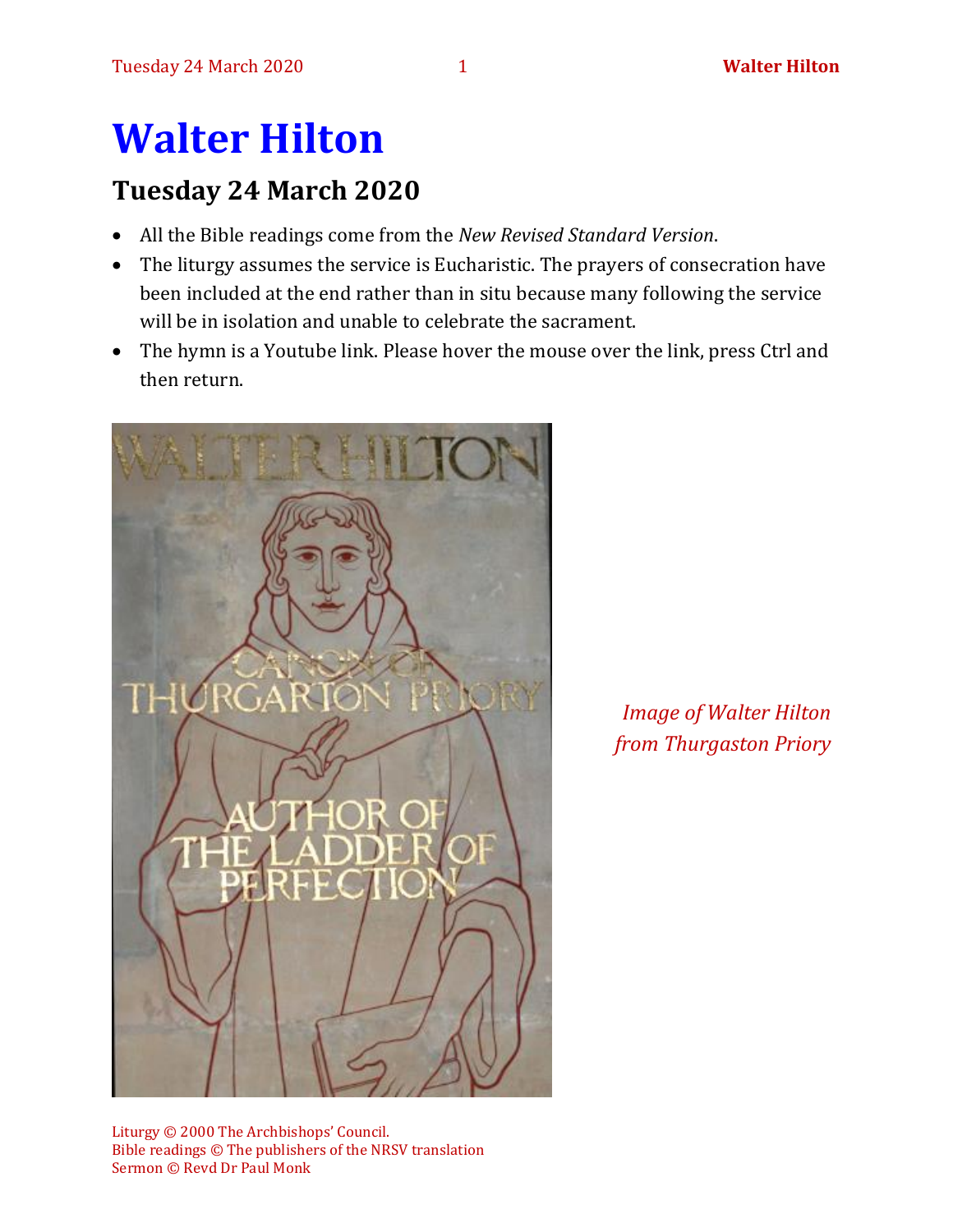# Walter Hilton

## Tuesday 24 March 2020

- All the Bible readings come from the *New Revised Standard Version*.
- The liturgy assumes the service is Eucharistic. The prayers of consecration have been included at the end rather than in situ because many following the service will be in isolation and unable to celebrate the sacrament.
- The hymn is a Youtube link. Please hover the mouse over the link, press Ctrl and then return.

*Image of Walter Hilton from Thurgaston Priory*

Liturgy © 2000 The Archbishops' Council.
Bible readings © The publishers of the NRSV translation
Sermon © Revd Dr Paul Monk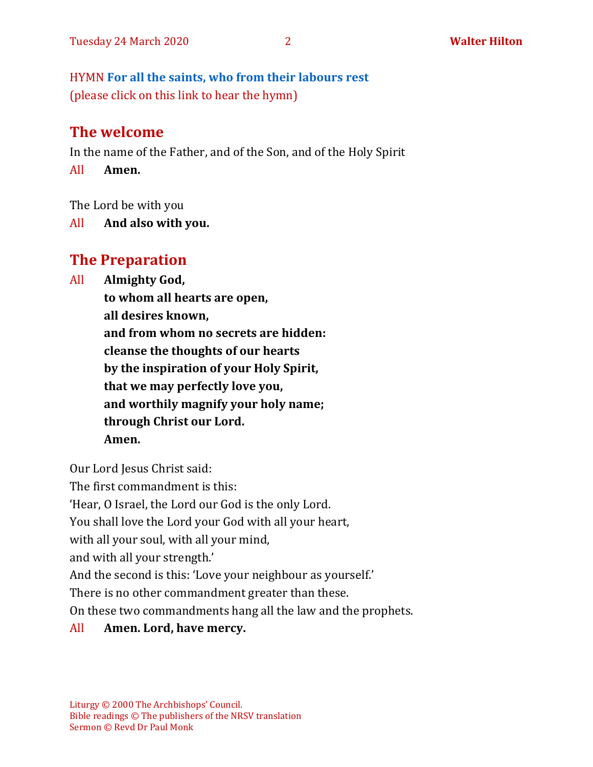HYMN **For all the saints, who from their labours rest**
(please click on this link to hear the hymn)

## The welcome

In the name of the Father, and of the Son, and of the Holy Spirit

All **Amen.**

The Lord be with you

All **And also with you.**

## The Preparation

All **Almighty God,**
**to whom all hearts are open,**
**all desires known,**
**and from whom no secrets are hidden:**
**cleanse the thoughts of our hearts**
**by the inspiration of your Holy Spirit,**
**that we may perfectly love you,**
**and worthily magnify your holy name;**
**through Christ our Lord.**
**Amen.**

Our Lord Jesus Christ said:
The first commandment is this:
'Hear, O Israel, the Lord our God is the only Lord.
You shall love the Lord your God with all your heart,
with all your soul, with all your mind,
and with all your strength.'
And the second is this: 'Love your neighbour as yourself.'
There is no other commandment greater than these.
On these two commandments hang all the law and the prophets.

All **Amen. Lord, have mercy.**

Liturgy © 2000 The Archbishops' Council.
Bible readings © The publishers of the NRSV translation
Sermon © Revd Dr Paul Monk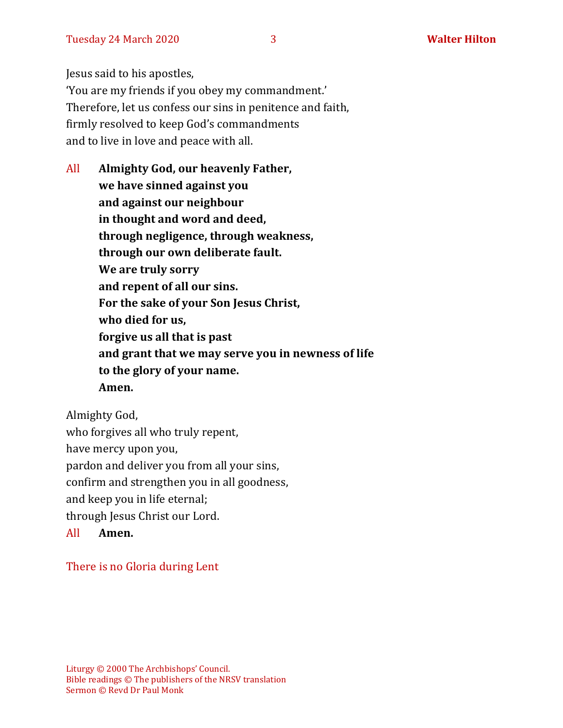Jesus said to his apostles,
'You are my friends if you obey my commandment.'
Therefore, let us confess our sins in penitence and faith,
firmly resolved to keep God's commandments
and to live in love and peace with all.

All **Almighty God, our heavenly Father,**
**we have sinned against you**
**and against our neighbour**
**in thought and word and deed,**
**through negligence, through weakness,**
**through our own deliberate fault.**
**We are truly sorry**
**and repent of all our sins.**
**For the sake of your Son Jesus Christ,**
**who died for us,**
**forgive us all that is past**
**and grant that we may serve you in newness of life**
**to the glory of your name.**
**Amen.**

Almighty God,
who forgives all who truly repent,
have mercy upon you,
pardon and deliver you from all your sins,
confirm and strengthen you in all goodness,
and keep you in life eternal;
through Jesus Christ our Lord.

All **Amen.**

There is no Gloria during Lent

Liturgy © 2000 The Archbishops' Council.
Bible readings © The publishers of the NRSV translation
Sermon © Revd Dr Paul Monk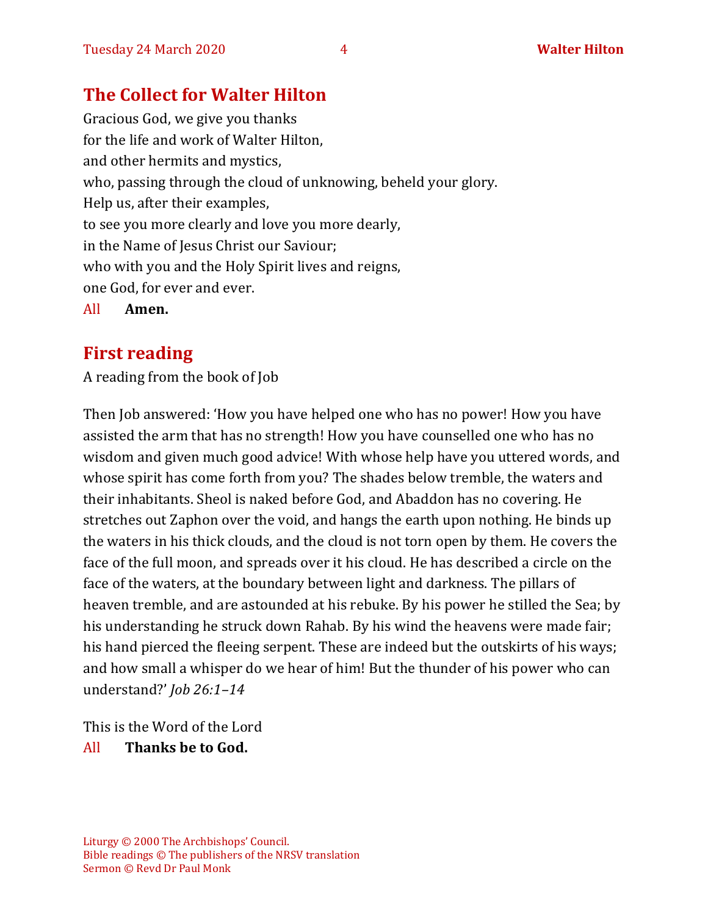## The Collect for Walter Hilton

Gracious God, we give you thanks
for the life and work of Walter Hilton,
and other hermits and mystics,
who, passing through the cloud of unknowing, beheld your glory.
Help us, after their examples,
to see you more clearly and love you more dearly,
in the Name of Jesus Christ our Saviour;
who with you and the Holy Spirit lives and reigns,
one God, for ever and ever.

All **Amen.**

## First reading

A reading from the book of Job

Then Job answered: 'How you have helped one who has no power! How you have assisted the arm that has no strength! How you have counselled one who has no wisdom and given much good advice! With whose help have you uttered words, and whose spirit has come forth from you? The shades below tremble, the waters and their inhabitants. Sheol is naked before God, and Abaddon has no covering. He stretches out Zaphon over the void, and hangs the earth upon nothing. He binds up the waters in his thick clouds, and the cloud is not torn open by them. He covers the face of the full moon, and spreads over it his cloud. He has described a circle on the face of the waters, at the boundary between light and darkness. The pillars of heaven tremble, and are astounded at his rebuke. By his power he stilled the Sea; by his understanding he struck down Rahab. By his wind the heavens were made fair; his hand pierced the fleeing serpent. These are indeed but the outskirts of his ways; and how small a whisper do we hear of him! But the thunder of his power who can understand?' *Job 26:1–14*

This is the Word of the Lord

All **Thanks be to God.**

Liturgy © 2000 The Archbishops' Council.
Bible readings © The publishers of the NRSV translation
Sermon © Revd Dr Paul Monk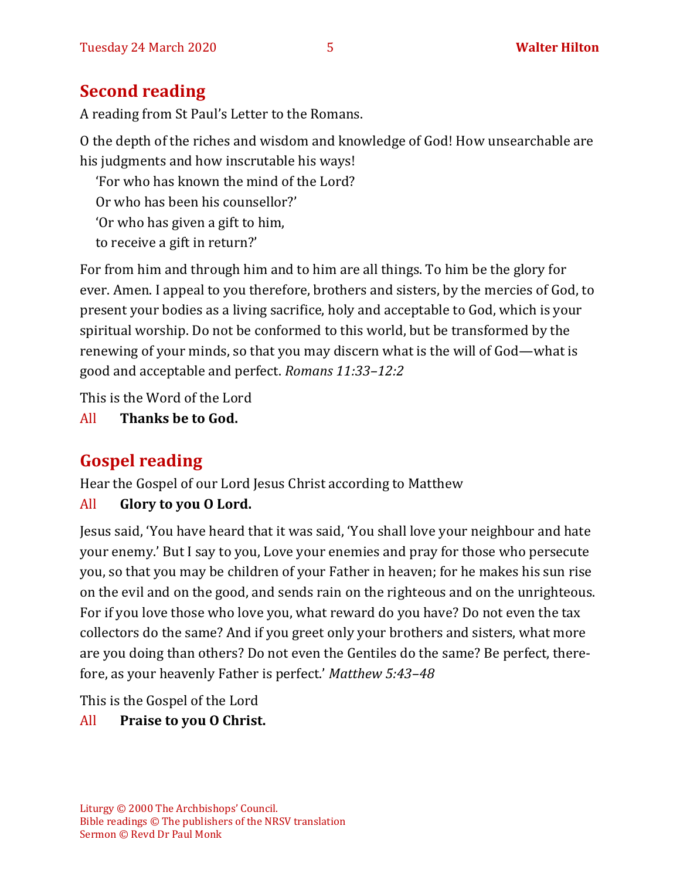## Second reading

A reading from St Paul's Letter to the Romans.

O the depth of the riches and wisdom and knowledge of God! How unsearchable are his judgments and how inscrutable his ways!

'For who has known the mind of the Lord?
Or who has been his counsellor?'
'Or who has given a gift to him,
to receive a gift in return?'

For from him and through him and to him are all things. To him be the glory for ever. Amen. I appeal to you therefore, brothers and sisters, by the mercies of God, to present your bodies as a living sacrifice, holy and acceptable to God, which is your spiritual worship. Do not be conformed to this world, but be transformed by the renewing of your minds, so that you may discern what is the will of God—what is good and acceptable and perfect. *Romans 11:33–12:2*

This is the Word of the Lord

All **Thanks be to God.**

## Gospel reading

Hear the Gospel of our Lord Jesus Christ according to Matthew

All **Glory to you O Lord.**

Jesus said, 'You have heard that it was said, 'You shall love your neighbour and hate your enemy.' But I say to you, Love your enemies and pray for those who persecute you, so that you may be children of your Father in heaven; for he makes his sun rise on the evil and on the good, and sends rain on the righteous and on the unrighteous. For if you love those who love you, what reward do you have? Do not even the tax collectors do the same? And if you greet only your brothers and sisters, what more are you doing than others? Do not even the Gentiles do the same? Be perfect, therefore, as your heavenly Father is perfect.' *Matthew 5:43–48*

This is the Gospel of the Lord

All **Praise to you O Christ.**

Liturgy © 2000 The Archbishops' Council.
Bible readings © The publishers of the NRSV translation
Sermon © Revd Dr Paul Monk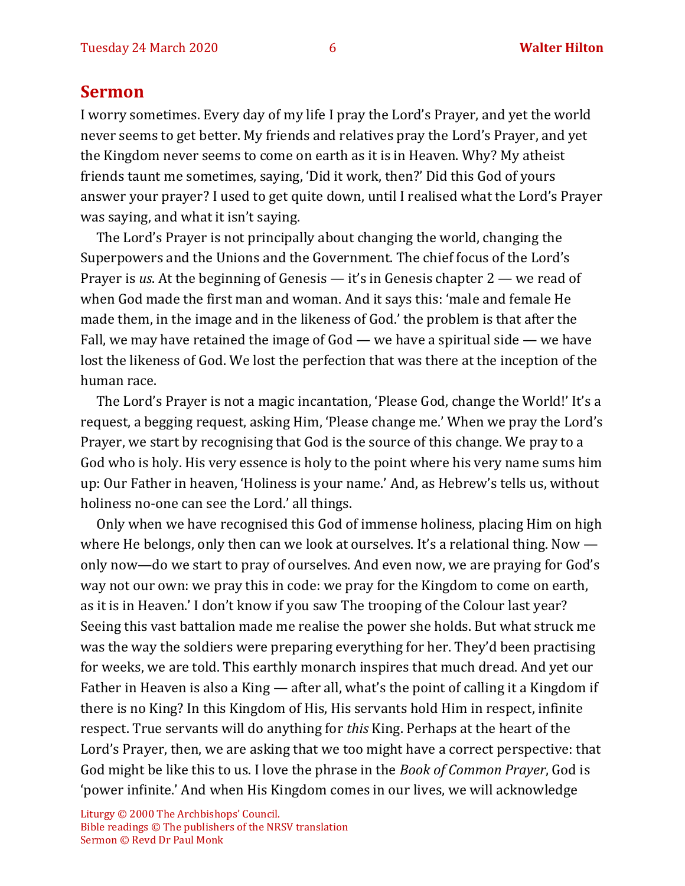## Sermon

I worry sometimes. Every day of my life I pray the Lord's Prayer, and yet the world never seems to get better. My friends and relatives pray the Lord's Prayer, and yet the Kingdom never seems to come on earth as it is in Heaven. Why? My atheist friends taunt me sometimes, saying, 'Did it work, then?' Did this God of yours answer your prayer? I used to get quite down, until I realised what the Lord's Prayer was saying, and what it isn't saying.

The Lord's Prayer is not principally about changing the world, changing the Superpowers and the Unions and the Government. The chief focus of the Lord's Prayer is *us*. At the beginning of Genesis — it's in Genesis chapter 2 — we read of when God made the first man and woman. And it says this: 'male and female He made them, in the image and in the likeness of God.' the problem is that after the Fall, we may have retained the image of God — we have a spiritual side — we have lost the likeness of God. We lost the perfection that was there at the inception of the human race.

The Lord's Prayer is not a magic incantation, 'Please God, change the World!' It's a request, a begging request, asking Him, 'Please change me.' When we pray the Lord's Prayer, we start by recognising that God is the source of this change. We pray to a God who is holy. His very essence is holy to the point where his very name sums him up: Our Father in heaven, 'Holiness is your name.' And, as Hebrew's tells us, without holiness no-one can see the Lord.' all things.

Only when we have recognised this God of immense holiness, placing Him on high where He belongs, only then can we look at ourselves. It's a relational thing. Now — only now—do we start to pray of ourselves. And even now, we are praying for God's way not our own: we pray this in code: we pray for the Kingdom to come on earth, as it is in Heaven.' I don't know if you saw The trooping of the Colour last year? Seeing this vast battalion made me realise the power she holds. But what struck me was the way the soldiers were preparing everything for her. They'd been practising for weeks, we are told. This earthly monarch inspires that much dread. And yet our Father in Heaven is also a King — after all, what's the point of calling it a Kingdom if there is no King? In this Kingdom of His, His servants hold Him in respect, infinite respect. True servants will do anything for *this* King. Perhaps at the heart of the Lord's Prayer, then, we are asking that we too might have a correct perspective: that God might be like this to us. I love the phrase in the *Book of Common Prayer*, God is 'power infinite.' And when His Kingdom comes in our lives, we will acknowledge

Liturgy © 2000 The Archbishops' Council.
Bible readings © The publishers of the NRSV translation
Sermon © Revd Dr Paul Monk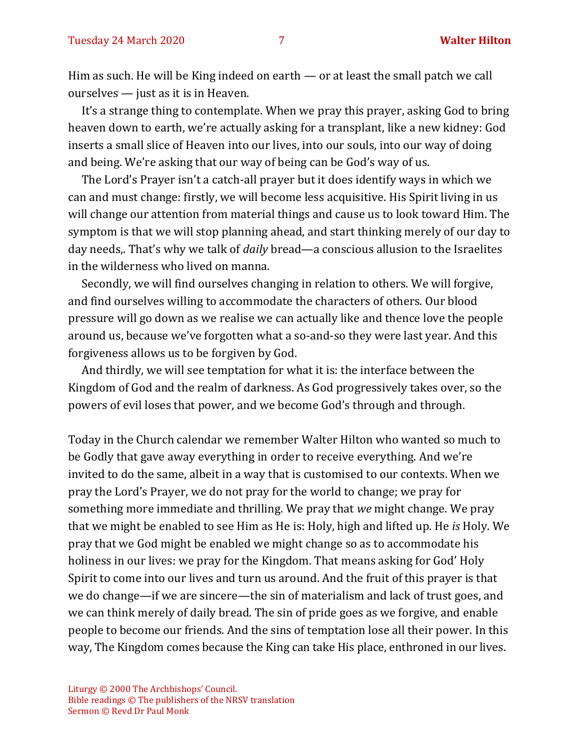Him as such. He will be King indeed on earth — or at least the small patch we call ourselves — just as it is in Heaven.

It's a strange thing to contemplate. When we pray this prayer, asking God to bring heaven down to earth, we're actually asking for a transplant, like a new kidney: God inserts a small slice of Heaven into our lives, into our souls, into our way of doing and being. We're asking that our way of being can be God's way of us.

The Lord's Prayer isn't a catch-all prayer but it does identify ways in which we can and must change: firstly, we will become less acquisitive. His Spirit living in us will change our attention from material things and cause us to look toward Him. The symptom is that we will stop planning ahead, and start thinking merely of our day to day needs,. That's why we talk of *daily* bread—a conscious allusion to the Israelites in the wilderness who lived on manna.

Secondly, we will find ourselves changing in relation to others. We will forgive, and find ourselves willing to accommodate the characters of others. Our blood pressure will go down as we realise we can actually like and thence love the people around us, because we've forgotten what a so-and-so they were last year. And this forgiveness allows us to be forgiven by God.

And thirdly, we will see temptation for what it is: the interface between the Kingdom of God and the realm of darkness. As God progressively takes over, so the powers of evil loses that power, and we become God's through and through.

Today in the Church calendar we remember Walter Hilton who wanted so much to be Godly that gave away everything in order to receive everything. And we're invited to do the same, albeit in a way that is customised to our contexts. When we pray the Lord's Prayer, we do not pray for the world to change; we pray for something more immediate and thrilling. We pray that *we* might change. We pray that we might be enabled to see Him as He is: Holy, high and lifted up. He *is* Holy. We pray that we God might be enabled we might change so as to accommodate his holiness in our lives: we pray for the Kingdom. That means asking for God' Holy Spirit to come into our lives and turn us around. And the fruit of this prayer is that we do change—if we are sincere—the sin of materialism and lack of trust goes, and we can think merely of daily bread. The sin of pride goes as we forgive, and enable people to become our friends. And the sins of temptation lose all their power. In this way, The Kingdom comes because the King can take His place, enthroned in our lives.

Liturgy © 2000 The Archbishops' Council.
Bible readings © The publishers of the NRSV translation
Sermon © Revd Dr Paul Monk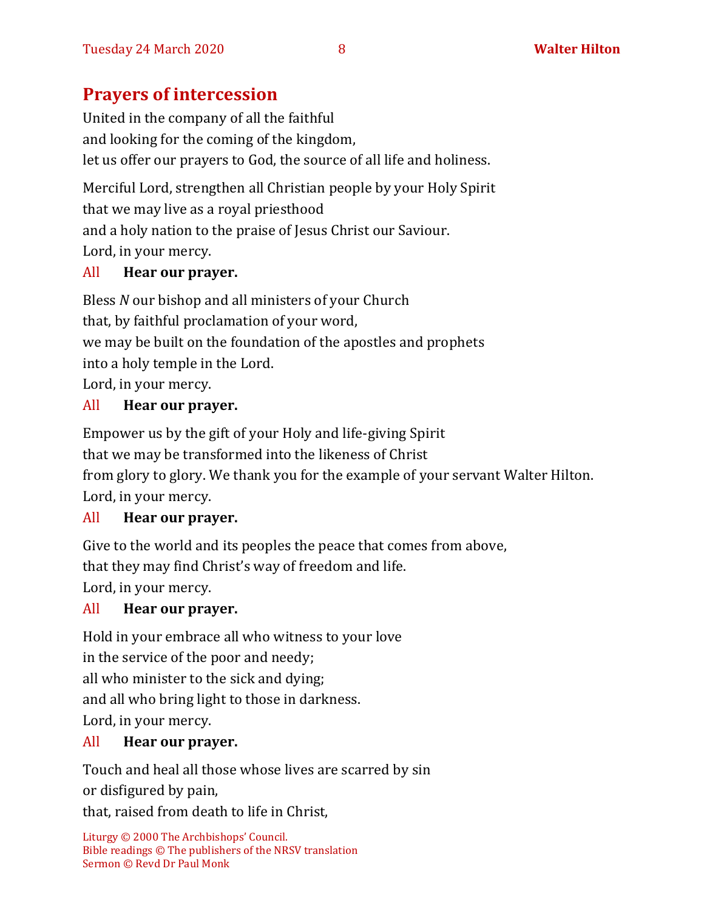## Prayers of intercession

United in the company of all the faithful
and looking for the coming of the kingdom,
let us offer our prayers to God, the source of all life and holiness.

Merciful Lord, strengthen all Christian people by your Holy Spirit
that we may live as a royal priesthood
and a holy nation to the praise of Jesus Christ our Saviour.
Lord, in your mercy.

All **Hear our prayer.**

Bless *N* our bishop and all ministers of your Church
that, by faithful proclamation of your word,
we may be built on the foundation of the apostles and prophets
into a holy temple in the Lord.
Lord, in your mercy.

All **Hear our prayer.**

Empower us by the gift of your Holy and life-giving Spirit
that we may be transformed into the likeness of Christ
from glory to glory. We thank you for the example of your servant Walter Hilton.
Lord, in your mercy.

All **Hear our prayer.**

Give to the world and its peoples the peace that comes from above,
that they may find Christ's way of freedom and life.
Lord, in your mercy.

All **Hear our prayer.**

Hold in your embrace all who witness to your love
in the service of the poor and needy;
all who minister to the sick and dying;
and all who bring light to those in darkness.
Lord, in your mercy.

All **Hear our prayer.**

Touch and heal all those whose lives are scarred by sin
or disfigured by pain,
that, raised from death to life in Christ,

Liturgy © 2000 The Archbishops' Council.
Bible readings © The publishers of the NRSV translation
Sermon © Revd Dr Paul Monk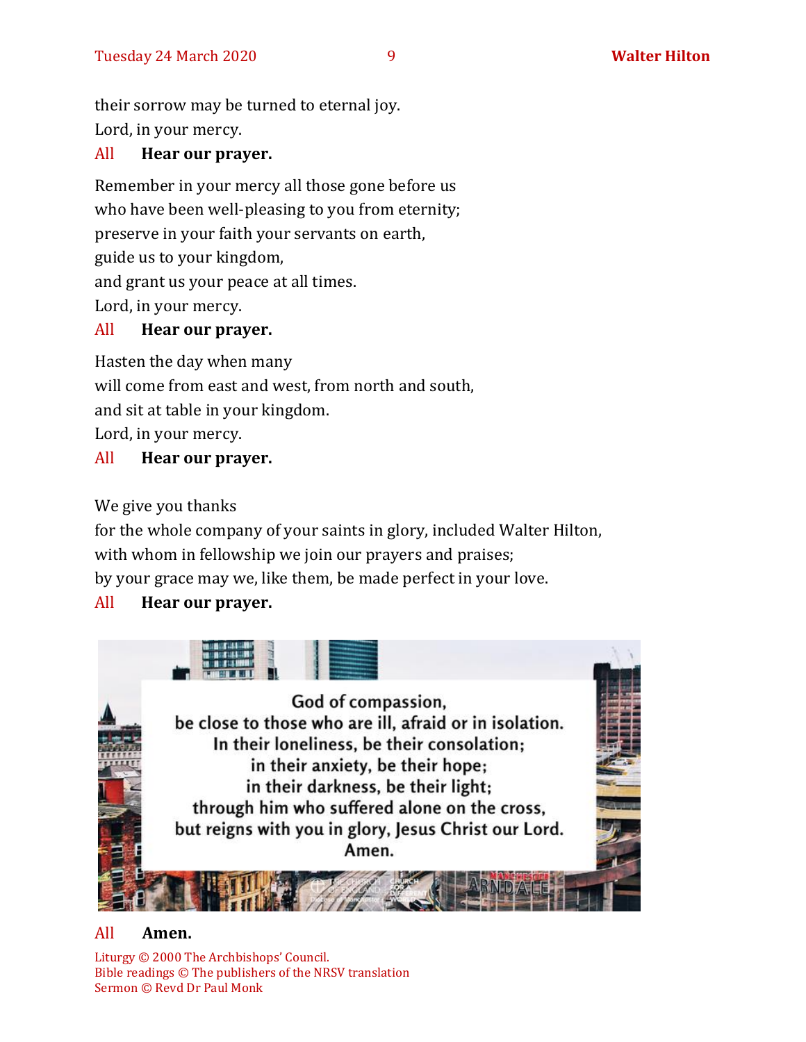their sorrow may be turned to eternal joy.
Lord, in your mercy.

All **Hear our prayer.**

Remember in your mercy all those gone before us
who have been well-pleasing to you from eternity;
preserve in your faith your servants on earth,
guide us to your kingdom,
and grant us your peace at all times.
Lord, in your mercy.

All **Hear our prayer.**

Hasten the day when many
will come from east and west, from north and south,
and sit at table in your kingdom.
Lord, in your mercy.

All **Hear our prayer.**

We give you thanks
for the whole company of your saints in glory, included Walter Hilton,
with whom in fellowship we join our prayers and praises;
by your grace may we, like them, be made perfect in your love.

All **Hear our prayer.**

God of compassion,
be close to those who are ill, afraid or in isolation.
In their loneliness, be their consolation;
in their anxiety, be their hope;
in their darkness, be their light;
through him who suffered alone on the cross,
but reigns with you in glory, Jesus Christ our Lord.
Amen.

All **Amen.**

Liturgy © 2000 The Archbishops' Council.
Bible readings © The publishers of the NRSV translation
Sermon © Revd Dr Paul Monk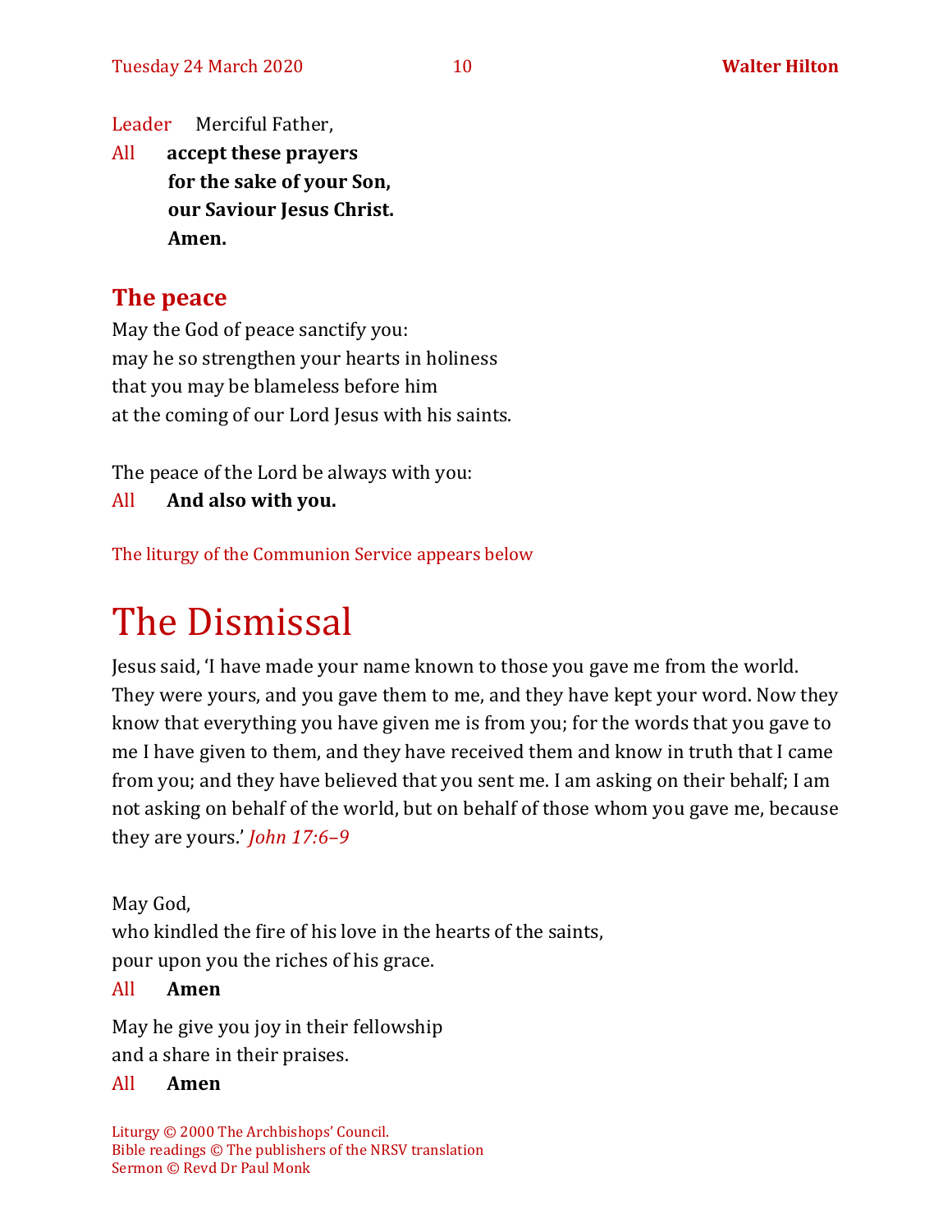Leader  Merciful Father,

All  **accept these prayers**
**for the sake of your Son,**
**our Saviour Jesus Christ.**
**Amen.**

## The peace

May the God of peace sanctify you:
may he so strengthen your hearts in holiness
that you may be blameless before him
at the coming of our Lord Jesus with his saints.

The peace of the Lord be always with you:

All  **And also with you.**

The liturgy of the Communion Service appears below

# The Dismissal

Jesus said, 'I have made your name known to those you gave me from the world. They were yours, and you gave them to me, and they have kept your word. Now they know that everything you have given me is from you; for the words that you gave to me I have given to them, and they have received them and know in truth that I came from you; and they have believed that you sent me. I am asking on their behalf; I am not asking on behalf of the world, but on behalf of those whom you gave me, because they are yours.' *John 17:6–9*

May God,
who kindled the fire of his love in the hearts of the saints,
pour upon you the riches of his grace.

All  **Amen**

May he give you joy in their fellowship
and a share in their praises.

All  **Amen**

Liturgy © 2000 The Archbishops' Council.
Bible readings © The publishers of the NRSV translation
Sermon © Revd Dr Paul Monk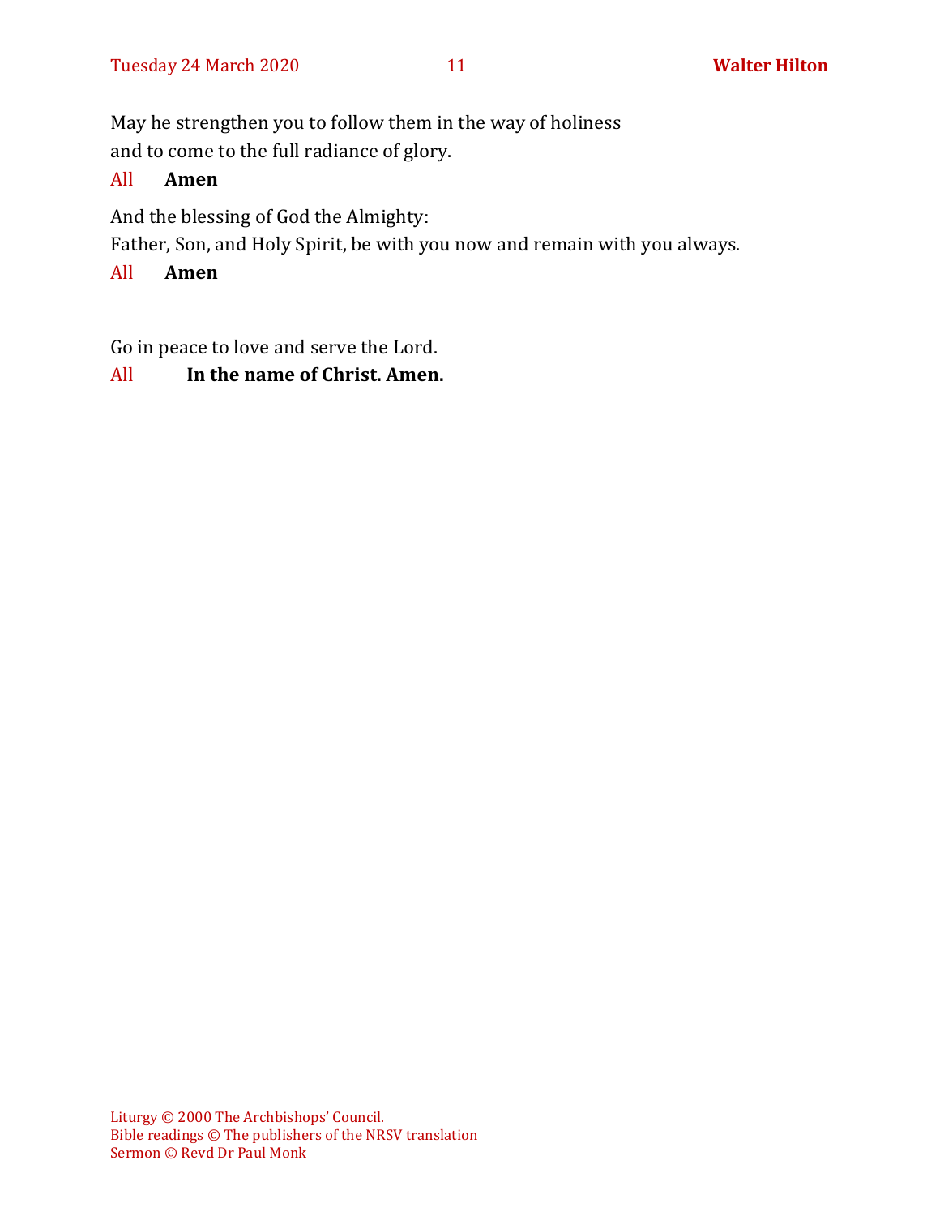May he strengthen you to follow them in the way of holiness
and to come to the full radiance of glory.

All **Amen**

And the blessing of God the Almighty:
Father, Son, and Holy Spirit, be with you now and remain with you always.

All **Amen**

Go in peace to love and serve the Lord.

All **In the name of Christ. Amen.**

Liturgy © 2000 The Archbishops' Council.
Bible readings © The publishers of the NRSV translation
Sermon © Revd Dr Paul Monk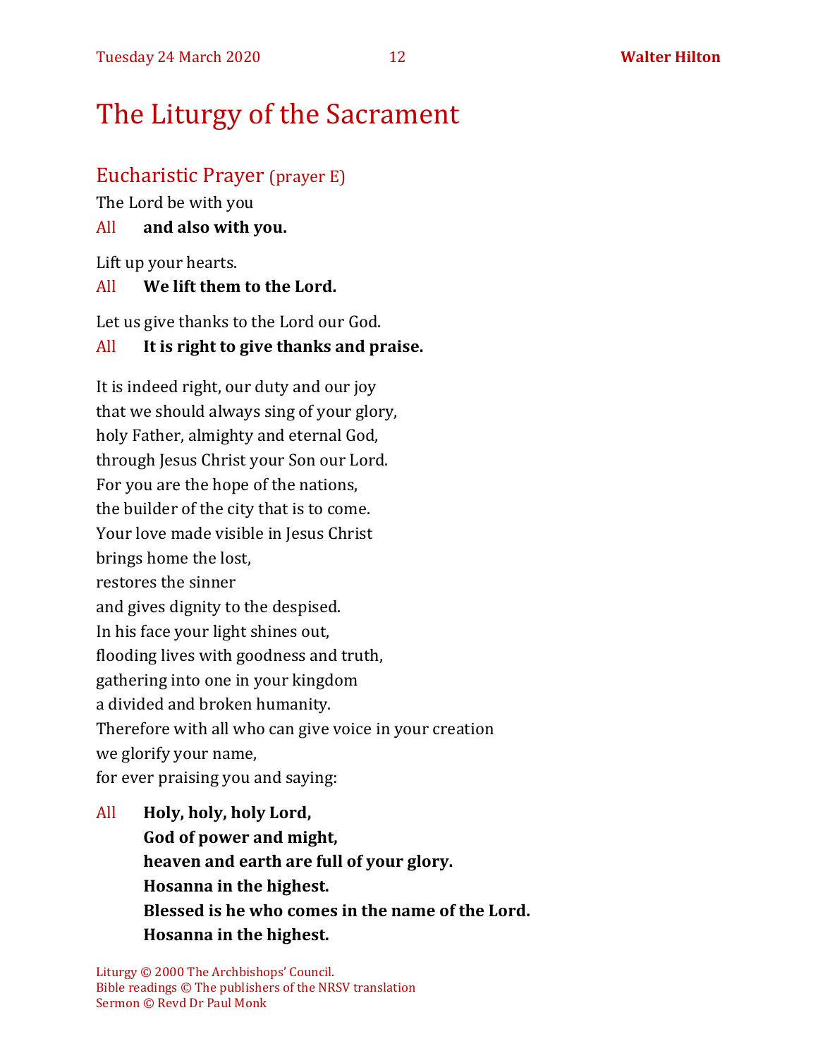# The Liturgy of the Sacrament

## Eucharistic Prayer (prayer E)

The Lord be with you

All **and also with you.**

Lift up your hearts.

All **We lift them to the Lord.**

Let us give thanks to the Lord our God.

All **It is right to give thanks and praise.**

It is indeed right, our duty and our joy
that we should always sing of your glory,
holy Father, almighty and eternal God,
through Jesus Christ your Son our Lord.
For you are the hope of the nations,
the builder of the city that is to come.
Your love made visible in Jesus Christ
brings home the lost,
restores the sinner
and gives dignity to the despised.
In his face your light shines out,
flooding lives with goodness and truth,
gathering into one in your kingdom
a divided and broken humanity.
Therefore with all who can give voice in your creation
we glorify your name,
for ever praising you and saying:

All **Holy, holy, holy Lord,**
**God of power and might,**
**heaven and earth are full of your glory.**
**Hosanna in the highest.**
**Blessed is he who comes in the name of the Lord.**
**Hosanna in the highest.**

Liturgy © 2000 The Archbishops' Council.
Bible readings © The publishers of the NRSV translation
Sermon © Revd Dr Paul Monk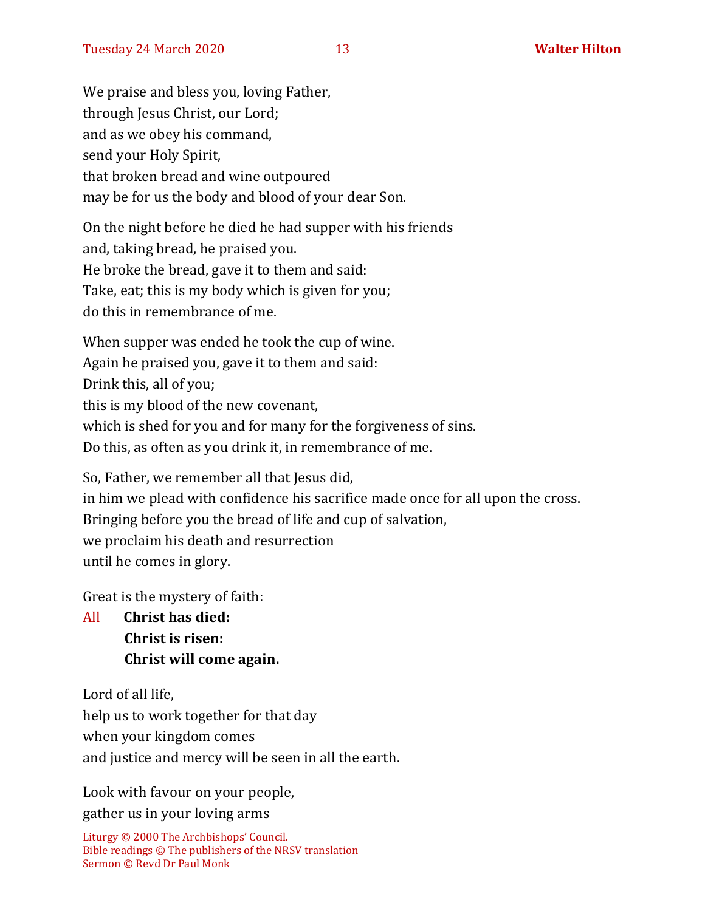We praise and bless you, loving Father,  
through Jesus Christ, our Lord;  
and as we obey his command,  
send your Holy Spirit,  
that broken bread and wine outpoured  
may be for us the body and blood of your dear Son.

On the night before he died he had supper with his friends  
and, taking bread, he praised you.  
He broke the bread, gave it to them and said:  
Take, eat; this is my body which is given for you;  
do this in remembrance of me.

When supper was ended he took the cup of wine.  
Again he praised you, gave it to them and said:  
Drink this, all of you;  
this is my blood of the new covenant,  
which is shed for you and for many for the forgiveness of sins.  
Do this, as often as you drink it, in remembrance of me.

So, Father, we remember all that Jesus did,  
in him we plead with confidence his sacrifice made once for all upon the cross.  
Bringing before you the bread of life and cup of salvation,  
we proclaim his death and resurrection  
until he comes in glory.

Great is the mystery of faith:

All **Christ has died:**  
**Christ is risen:**  
**Christ will come again.**

Lord of all life,  
help us to work together for that day  
when your kingdom comes  
and justice and mercy will be seen in all the earth.

Look with favour on your people,  
gather us in your loving arms

Liturgy © 2000 The Archbishops' Council.  
Bible readings © The publishers of the NRSV translation  
Sermon © Revd Dr Paul Monk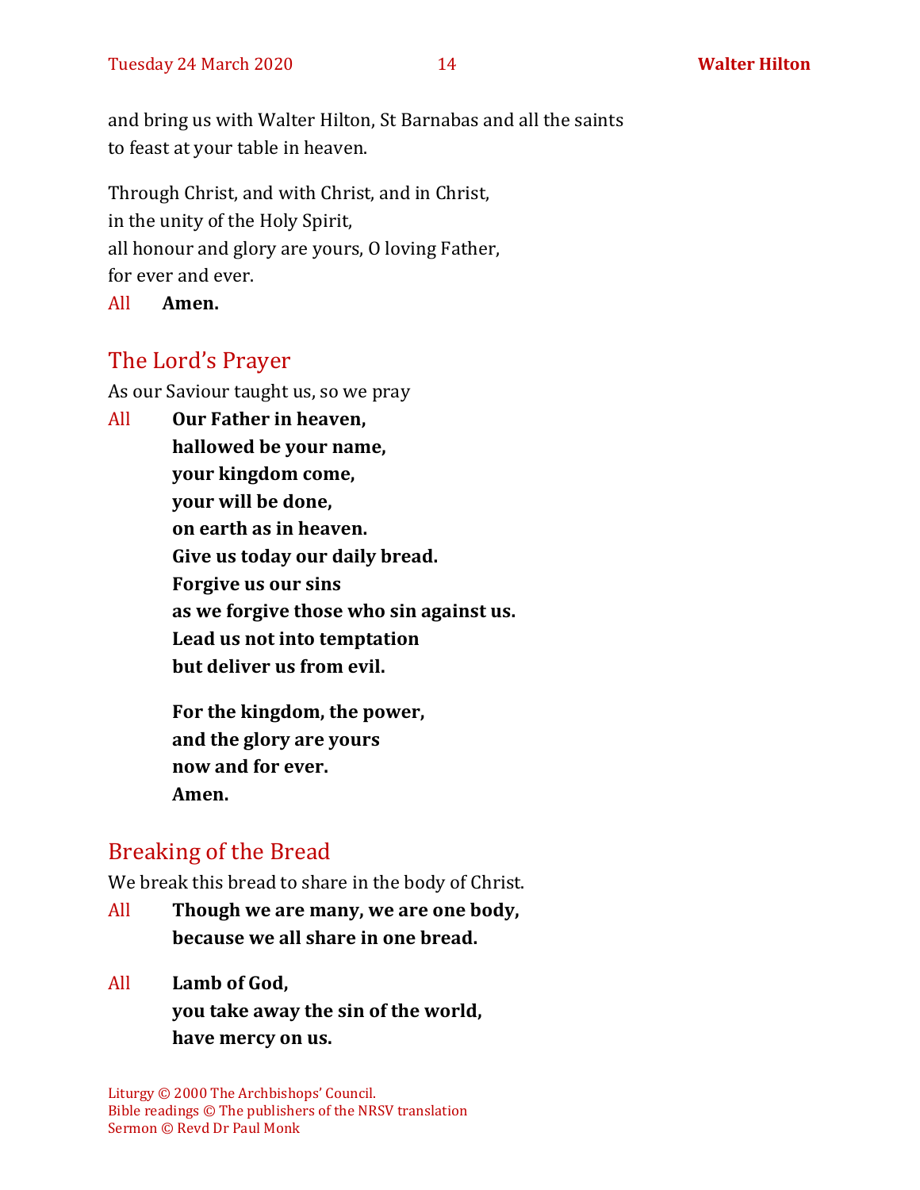and bring us with Walter Hilton, St Barnabas and all the saints
to feast at your table in heaven.

Through Christ, and with Christ, and in Christ,
in the unity of the Holy Spirit,
all honour and glory are yours, O loving Father,
for ever and ever.

All **Amen.**

## The Lord's Prayer

As our Saviour taught us, so we pray

All **Our Father in heaven,**
**hallowed be your name,**
**your kingdom come,**
**your will be done,**
**on earth as in heaven.**
**Give us today our daily bread.**
**Forgive us our sins**
**as we forgive those who sin against us.**
**Lead us not into temptation**
**but deliver us from evil.**

**For the kingdom, the power,**
**and the glory are yours**
**now and for ever.**
**Amen.**

## Breaking of the Bread

We break this bread to share in the body of Christ.

All **Though we are many, we are one body,**
**because we all share in one bread.**

All **Lamb of God,**
**you take away the sin of the world,**
**have mercy on us.**

Liturgy © 2000 The Archbishops' Council.
Bible readings © The publishers of the NRSV translation
Sermon © Revd Dr Paul Monk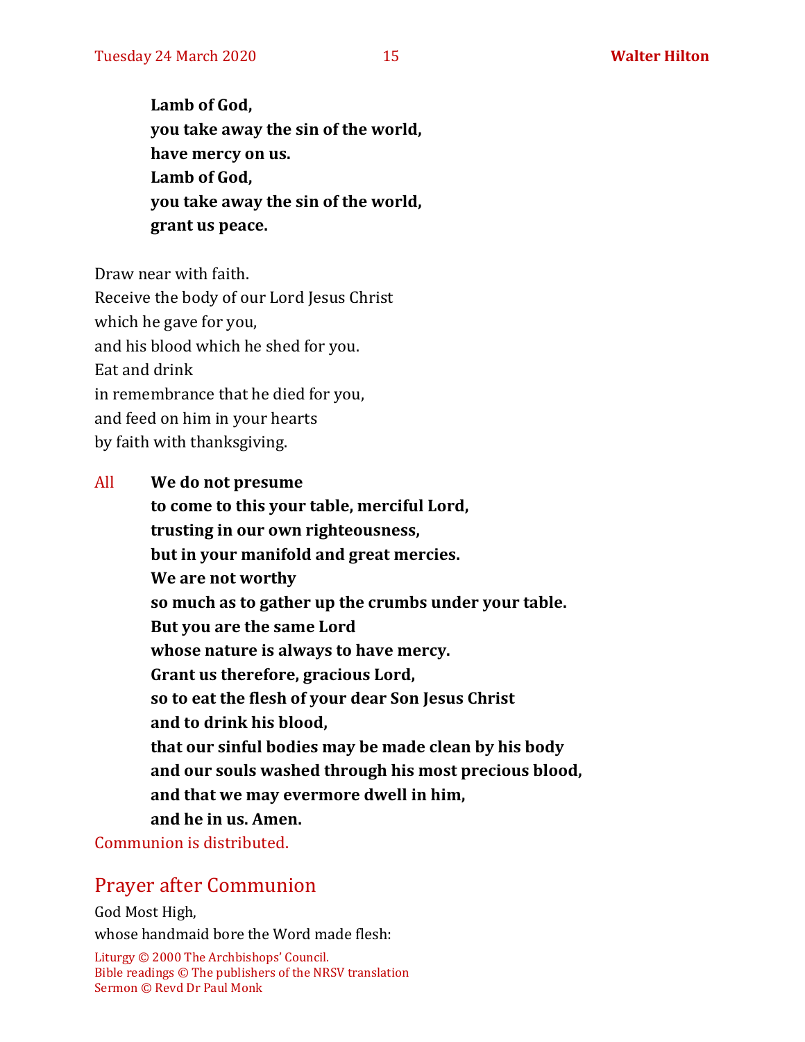**Lamb of God,**
**you take away the sin of the world,**
**have mercy on us.**
**Lamb of God,**
**you take away the sin of the world,**
**grant us peace.**

Draw near with faith.
Receive the body of our Lord Jesus Christ
which he gave for you,
and his blood which he shed for you.
Eat and drink
in remembrance that he died for you,
and feed on him in your hearts
by faith with thanksgiving.

All **We do not presume**
**to come to this your table, merciful Lord,**
**trusting in our own righteousness,**
**but in your manifold and great mercies.**
**We are not worthy**
**so much as to gather up the crumbs under your table.**
**But you are the same Lord**
**whose nature is always to have mercy.**
**Grant us therefore, gracious Lord,**
**so to eat the flesh of your dear Son Jesus Christ**
**and to drink his blood,**
**that our sinful bodies may be made clean by his body**
**and our souls washed through his most precious blood,**
**and that we may evermore dwell in him,**
**and he in us. Amen.**

Communion is distributed.

## Prayer after Communion

God Most High,
whose handmaid bore the Word made flesh:

Liturgy © 2000 The Archbishops' Council.
Bible readings © The publishers of the NRSV translation
Sermon © Revd Dr Paul Monk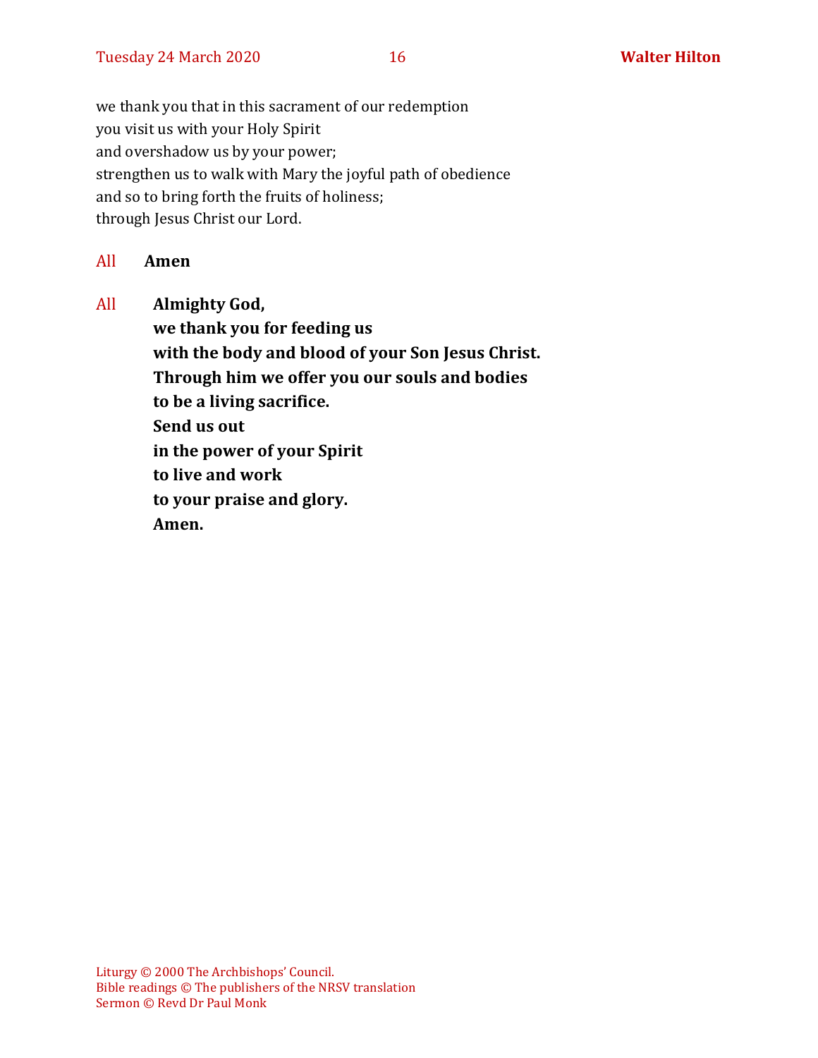we thank you that in this sacrament of our redemption
you visit us with your Holy Spirit
and overshadow us by your power;
strengthen us to walk with Mary the joyful path of obedience
and so to bring forth the fruits of holiness;
through Jesus Christ our Lord.

All **Amen**

All **Almighty God,**
**we thank you for feeding us**
**with the body and blood of your Son Jesus Christ.**
**Through him we offer you our souls and bodies**
**to be a living sacrifice.**
**Send us out**
**in the power of your Spirit**
**to live and work**
**to your praise and glory.**
**Amen.**

Liturgy © 2000 The Archbishops' Council.
Bible readings © The publishers of the NRSV translation
Sermon © Revd Dr Paul Monk